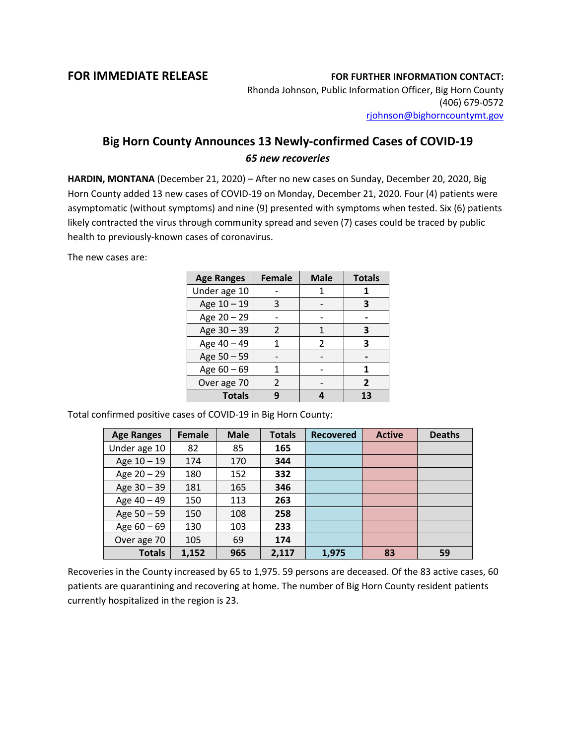**FOR IMMEDIATE RELEASE**

**FOR FURTHER INFORMATION CONTACT:**
Rhonda Johnson, Public Information Officer, Big Horn County
(406) 679-0572
rjohnson@bighorncountymt.gov

## Big Horn County Announces 13 Newly-confirmed Cases of COVID-19

***65 new recoveries***

**HARDIN, MONTANA** (December 21, 2020) – After no new cases on Sunday, December 20, 2020, Big Horn County added 13 new cases of COVID-19 on Monday, December 21, 2020. Four (4) patients were asymptomatic (without symptoms) and nine (9) presented with symptoms when tested. Six (6) patients likely contracted the virus through community spread and seven (7) cases could be traced by public health to previously-known cases of coronavirus.

The new cases are:

| Age Ranges | Female | Male | Totals |
|---|---|---|---|
| Under age 10 | - | 1 | **1** |
| Age 10 – 19 | 3 | - | **3** |
| Age 20 – 29 | - | - | **-** |
| Age 30 – 39 | 2 | 1 | **3** |
| Age 40 – 49 | 1 | 2 | **3** |
| Age 50 – 59 | - | - | **-** |
| Age 60 – 69 | 1 | - | **1** |
| Over age 70 | 2 | - | **2** |
| **Totals** | **9** | **4** | **13** |

Total confirmed positive cases of COVID-19 in Big Horn County:

| Age Ranges | Female | Male | Totals | Recovered | Active | Deaths |
|---|---|---|---|---|---|---|
| Under age 10 | 82 | 85 | **165** | | | |
| Age 10 – 19 | 174 | 170 | **344** | | | |
| Age 20 – 29 | 180 | 152 | **332** | | | |
| Age 30 – 39 | 181 | 165 | **346** | | | |
| Age 40 – 49 | 150 | 113 | **263** | | | |
| Age 50 – 59 | 150 | 108 | **258** | | | |
| Age 60 – 69 | 130 | 103 | **233** | | | |
| Over age 70 | 105 | 69 | **174** | | | |
| **Totals** | **1,152** | **965** | **2,117** | **1,975** | **83** | **59** |

Recoveries in the County increased by 65 to 1,975. 59 persons are deceased. Of the 83 active cases, 60 patients are quarantining and recovering at home. The number of Big Horn County resident patients currently hospitalized in the region is 23.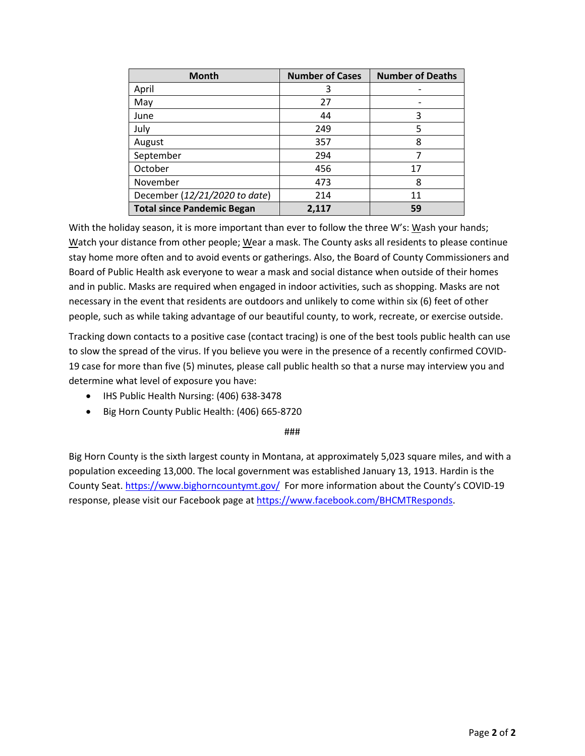| Month | Number of Cases | Number of Deaths |
|---|---|---|
| April | 3 | - |
| May | 27 | - |
| June | 44 | 3 |
| July | 249 | 5 |
| August | 357 | 8 |
| September | 294 | 7 |
| October | 456 | 17 |
| November | 473 | 8 |
| December (*12/21/2020 to date*) | 214 | 11 |
| **Total since Pandemic Began** | **2,117** | **59** |

With the holiday season, it is more important than ever to follow the three W's: Wash your hands; Watch your distance from other people; Wear a mask. The County asks all residents to please continue stay home more often and to avoid events or gatherings. Also, the Board of County Commissioners and Board of Public Health ask everyone to wear a mask and social distance when outside of their homes and in public. Masks are required when engaged in indoor activities, such as shopping. Masks are not necessary in the event that residents are outdoors and unlikely to come within six (6) feet of other people, such as while taking advantage of our beautiful county, to work, recreate, or exercise outside.

Tracking down contacts to a positive case (contact tracing) is one of the best tools public health can use to slow the spread of the virus. If you believe you were in the presence of a recently confirmed COVID-19 case for more than five (5) minutes, please call public health so that a nurse may interview you and determine what level of exposure you have:

- IHS Public Health Nursing: (406) 638-3478
- Big Horn County Public Health: (406) 665-8720

###

Big Horn County is the sixth largest county in Montana, at approximately 5,023 square miles, and with a population exceeding 13,000. The local government was established January 13, 1913. Hardin is the County Seat. https://www.bighorncountymt.gov/ For more information about the County's COVID-19 response, please visit our Facebook page at https://www.facebook.com/BHCMTResponds.